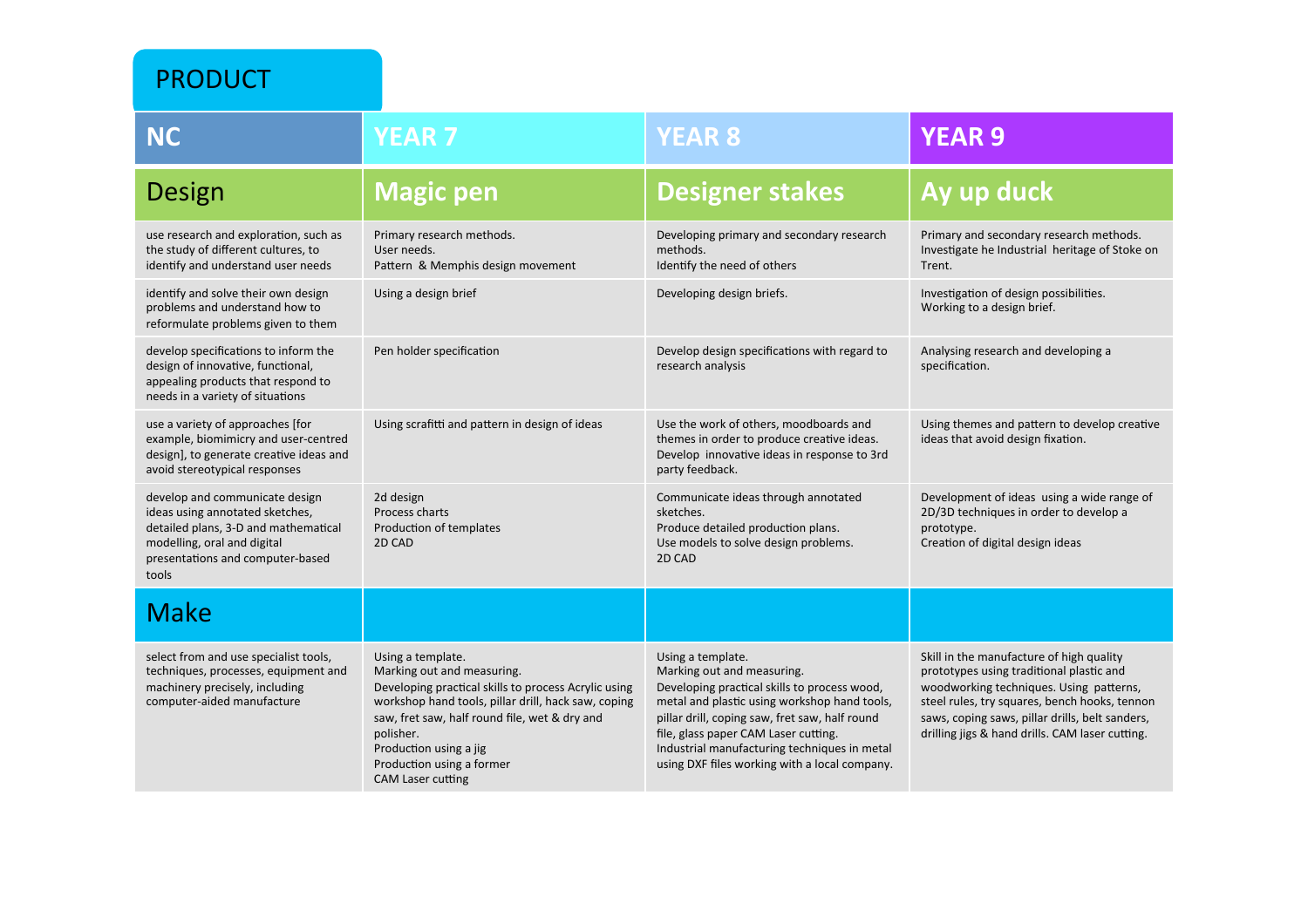# PRODUCT

| NC | YEAR 7 | YEAR 8 | YEAR 9 |
|---|---|---|---|
| **Design** | **Magic pen** | **Designer stakes** | **Ay up duck** |
| use research and exploration, such as the study of different cultures, to identify and understand user needs | Primary research methods.<br>User needs.<br>Pattern & Memphis design movement | Developing primary and secondary research methods.<br>Identify the need of others | Primary and secondary research methods.<br>Investigate he Industrial heritage of Stoke on Trent. |
| identify and solve their own design problems and understand how to reformulate problems given to them | Using a design brief | Developing design briefs. | Investigation of design possibilities.<br>Working to a design brief. |
| develop specifications to inform the design of innovative, functional, appealing products that respond to needs in a variety of situations | Pen holder specification | Develop design specifications with regard to research analysis | Analysing research and developing a specification. |
| use a variety of approaches [for example, biomimicry and user-centred design], to generate creative ideas and avoid stereotypical responses | Using scrafitti and pattern in design of ideas | Use the work of others, moodboards and themes in order to produce creative ideas.<br>Develop innovative ideas in response to 3rd party feedback. | Using themes and pattern to develop creative ideas that avoid design fixation. |
| develop and communicate design ideas using annotated sketches, detailed plans, 3-D and mathematical modelling, oral and digital presentations and computer-based tools | 2d design<br>Process charts<br>Production of templates<br>2D CAD | Communicate ideas through annotated sketches.<br>Produce detailed production plans.<br>Use models to solve design problems.<br>2D CAD | Development of ideas using a wide range of 2D/3D techniques in order to develop a prototype.<br>Creation of digital design ideas |
| **Make** | | | |
| select from and use specialist tools, techniques, processes, equipment and machinery precisely, including computer-aided manufacture | Using a template.<br>Marking out and measuring.<br>Developing practical skills to process Acrylic using workshop hand tools, pillar drill, hack saw, coping saw, fret saw, half round file, wet & dry and polisher.<br>Production using a jig<br>Production using a former<br>CAM Laser cutting | Using a template.<br>Marking out and measuring.<br>Developing practical skills to process wood, metal and plastic using workshop hand tools, pillar drill, coping saw, fret saw, half round file, glass paper CAM Laser cutting.<br>Industrial manufacturing techniques in metal using DXF files working with a local company. | Skill in the manufacture of high quality prototypes using traditional plastic and woodworking techniques. Using patterns, steel rules, try squares, bench hooks, tennon saws, coping saws, pillar drills, belt sanders, drilling jigs & hand drills. CAM laser cutting. |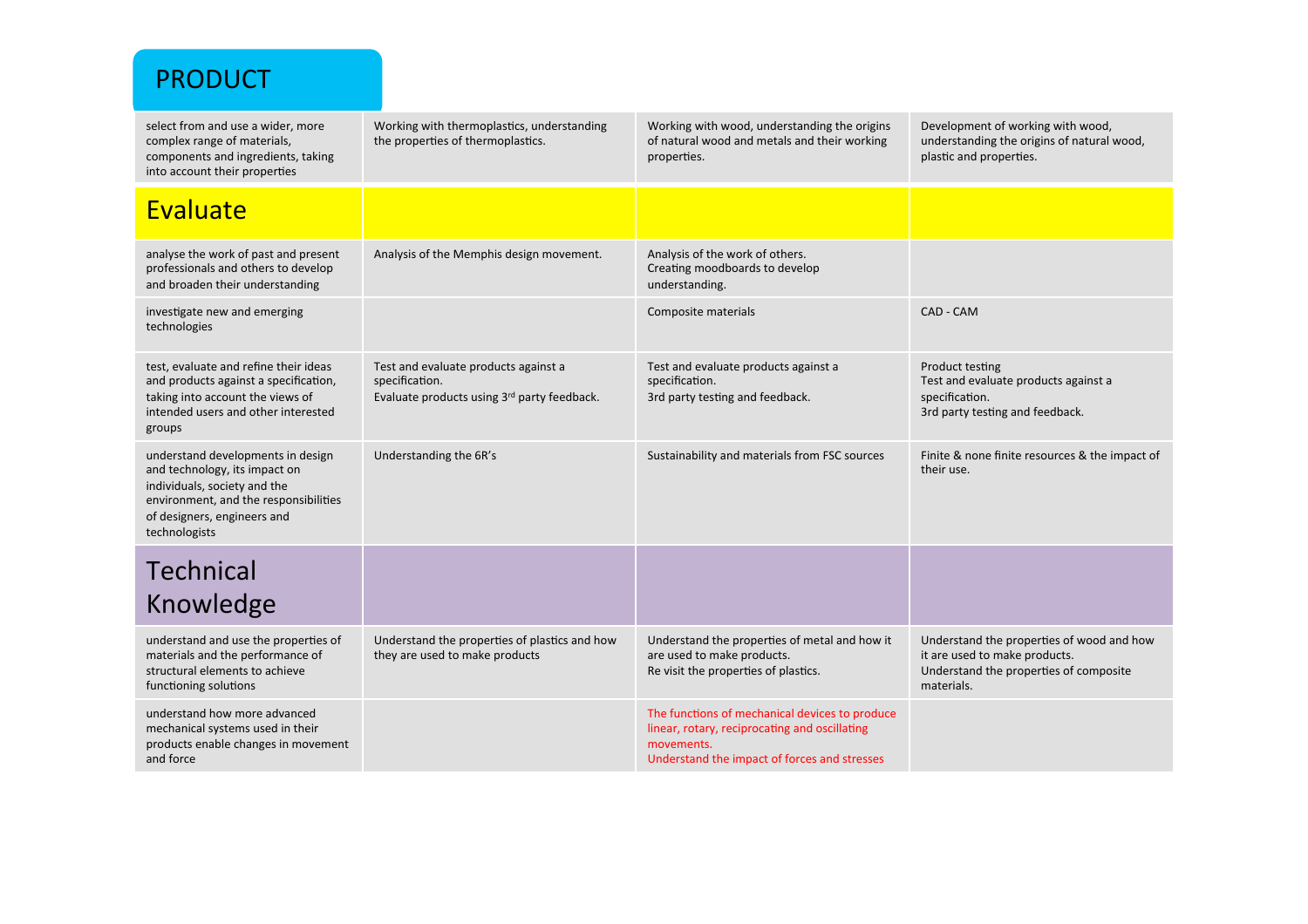## PRODUCT

| | | | |
|---|---|---|---|
| select from and use a wider, more complex range of materials, components and ingredients, taking into account their properties | Working with thermoplastics, understanding the properties of thermoplastics. | Working with wood, understanding the origins of natural wood and metals and their working properties. | Development of working with wood, understanding the origins of natural wood, plastic and properties. |
| **Evaluate** | | | |
| analyse the work of past and present professionals and others to develop and broaden their understanding | Analysis of the Memphis design movement. | Analysis of the work of others.<br>Creating moodboards to develop understanding. | |
| investigate new and emerging technologies | | Composite materials | CAD - CAM |
| test, evaluate and refine their ideas and products against a specification, taking into account the views of intended users and other interested groups | Test and evaluate products against a specification.<br>Evaluate products using 3rd party feedback. | Test and evaluate products against a specification.<br>3rd party testing and feedback. | Product testing<br>Test and evaluate products against a specification.<br>3rd party testing and feedback. |
| understand developments in design and technology, its impact on individuals, society and the environment, and the responsibilities of designers, engineers and technologists | Understanding the 6R's | Sustainability and materials from FSC sources | Finite & none finite resources & the impact of their use. |
| **Technical Knowledge** | | | |
| understand and use the properties of materials and the performance of structural elements to achieve functioning solutions | Understand the properties of plastics and how they are used to make products | Understand the properties of metal and how it are used to make products.<br>Re visit the properties of plastics. | Understand the properties of wood and how it are used to make products.<br>Understand the properties of composite materials. |
| understand how more advanced mechanical systems used in their products enable changes in movement and force | | The functions of mechanical devices to produce linear, rotary, reciprocating and oscillating movements.<br>Understand the impact of forces and stresses | |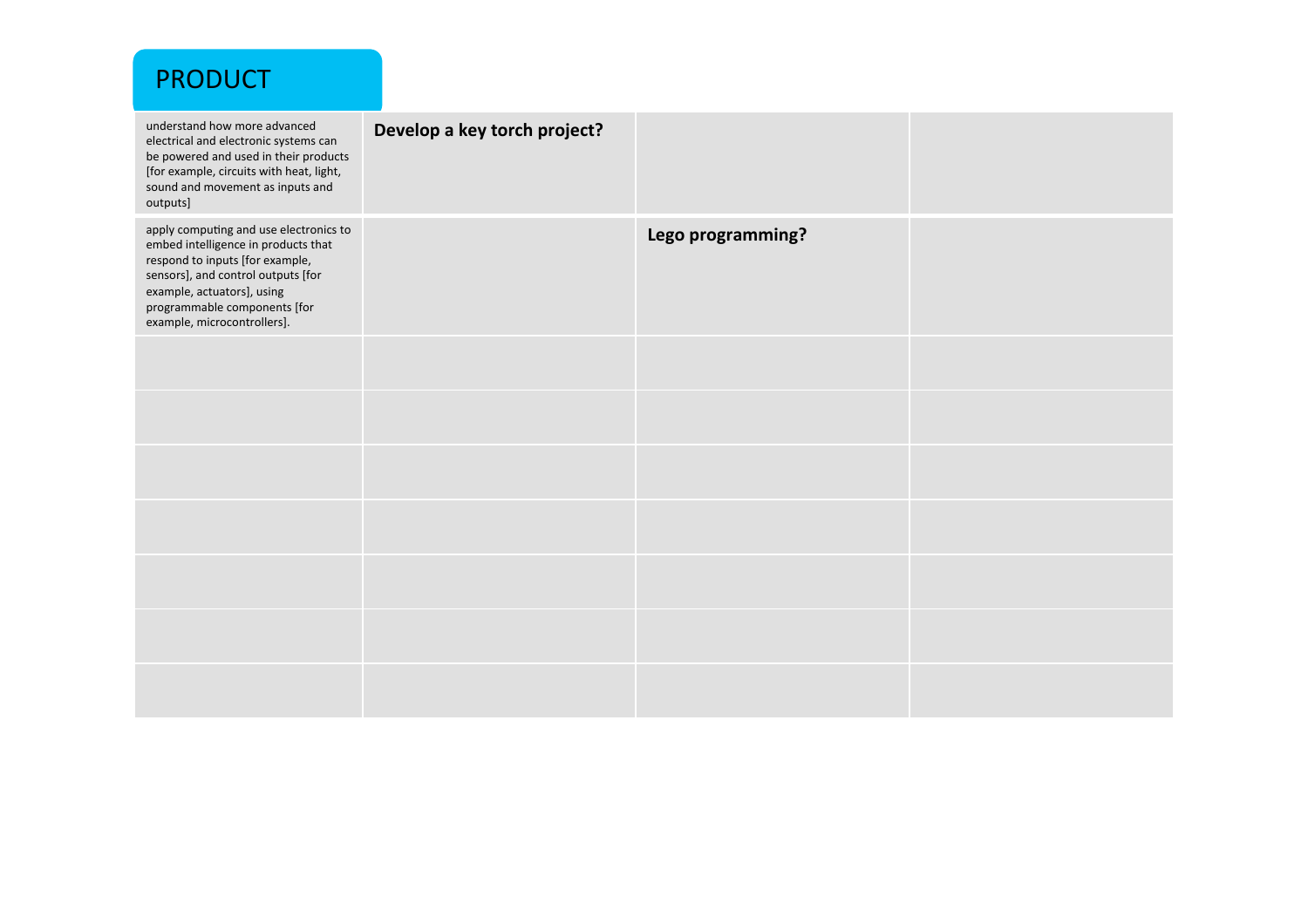# PRODUCT

| | | | |
|---|---|---|---|
| understand how more advanced electrical and electronic systems can be powered and used in their products [for example, circuits with heat, light, sound and movement as inputs and outputs] | **Develop a key torch project?** | | |
| apply computing and use electronics to embed intelligence in products that respond to inputs [for example, sensors], and control outputs [for example, actuators], using programmable components [for example, microcontrollers]. | | **Lego programming?** | |
| | | | |
| | | | |
| | | | |
| | | | |
| | | | |
| | | | |
| | | | |